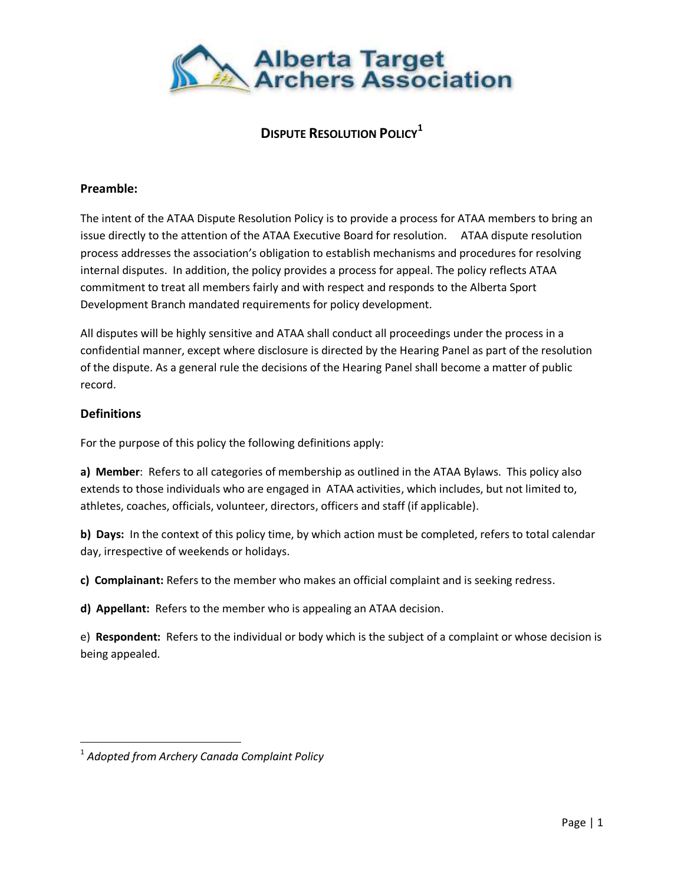Alberta Target Archers Association

# DISPUTE RESOLUTION POLICY[1]

## Preamble:

The intent of the ATAA Dispute Resolution Policy is to provide a process for ATAA members to bring an issue directly to the attention of the ATAA Executive Board for resolution. ATAA dispute resolution process addresses the association's obligation to establish mechanisms and procedures for resolving internal disputes. In addition, the policy provides a process for appeal. The policy reflects ATAA commitment to treat all members fairly and with respect and responds to the Alberta Sport Development Branch mandated requirements for policy development.

All disputes will be highly sensitive and ATAA shall conduct all proceedings under the process in a confidential manner, except where disclosure is directed by the Hearing Panel as part of the resolution of the dispute. As a general rule the decisions of the Hearing Panel shall become a matter of public record.

## Definitions

For the purpose of this policy the following definitions apply:

**a) Member**: Refers to all categories of membership as outlined in the ATAA Bylaws. This policy also extends to those individuals who are engaged in ATAA activities, which includes, but not limited to, athletes, coaches, officials, volunteer, directors, officers and staff (if applicable).

**b) Days:** In the context of this policy time, by which action must be completed, refers to total calendar day, irrespective of weekends or holidays.

**c) Complainant:** Refers to the member who makes an official complaint and is seeking redress.

**d) Appellant:** Refers to the member who is appealing an ATAA decision.

e) **Respondent:** Refers to the individual or body which is the subject of a complaint or whose decision is being appealed.

---

[1] *Adopted from Archery Canada Complaint Policy*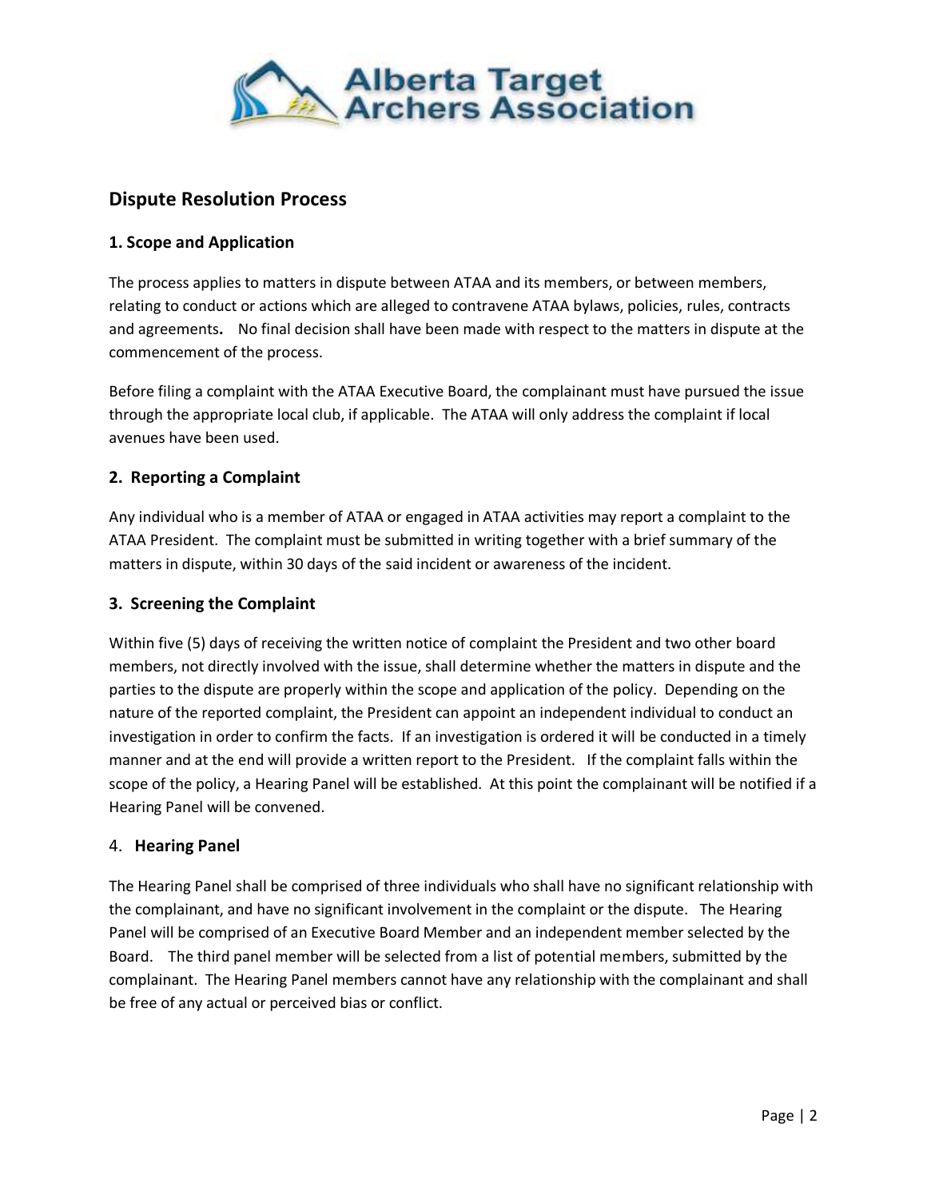## Dispute Resolution Process

### 1. Scope and Application

The process applies to matters in dispute between ATAA and its members, or between members, relating to conduct or actions which are alleged to contravene ATAA bylaws, policies, rules, contracts and agreements**.** No final decision shall have been made with respect to the matters in dispute at the commencement of the process.

Before filing a complaint with the ATAA Executive Board, the complainant must have pursued the issue through the appropriate local club, if applicable. The ATAA will only address the complaint if local avenues have been used.

### 2. Reporting a Complaint

Any individual who is a member of ATAA or engaged in ATAA activities may report a complaint to the ATAA President. The complaint must be submitted in writing together with a brief summary of the matters in dispute, within 30 days of the said incident or awareness of the incident.

### 3. Screening the Complaint

Within five (5) days of receiving the written notice of complaint the President and two other board members, not directly involved with the issue, shall determine whether the matters in dispute and the parties to the dispute are properly within the scope and application of the policy. Depending on the nature of the reported complaint, the President can appoint an independent individual to conduct an investigation in order to confirm the facts. If an investigation is ordered it will be conducted in a timely manner and at the end will provide a written report to the President. If the complaint falls within the scope of the policy, a Hearing Panel will be established. At this point the complainant will be notified if a Hearing Panel will be convened.

### 4. **Hearing Panel**

The Hearing Panel shall be comprised of three individuals who shall have no significant relationship with the complainant, and have no significant involvement in the complaint or the dispute. The Hearing Panel will be comprised of an Executive Board Member and an independent member selected by the Board. The third panel member will be selected from a list of potential members, submitted by the complainant. The Hearing Panel members cannot have any relationship with the complainant and shall be free of any actual or perceived bias or conflict.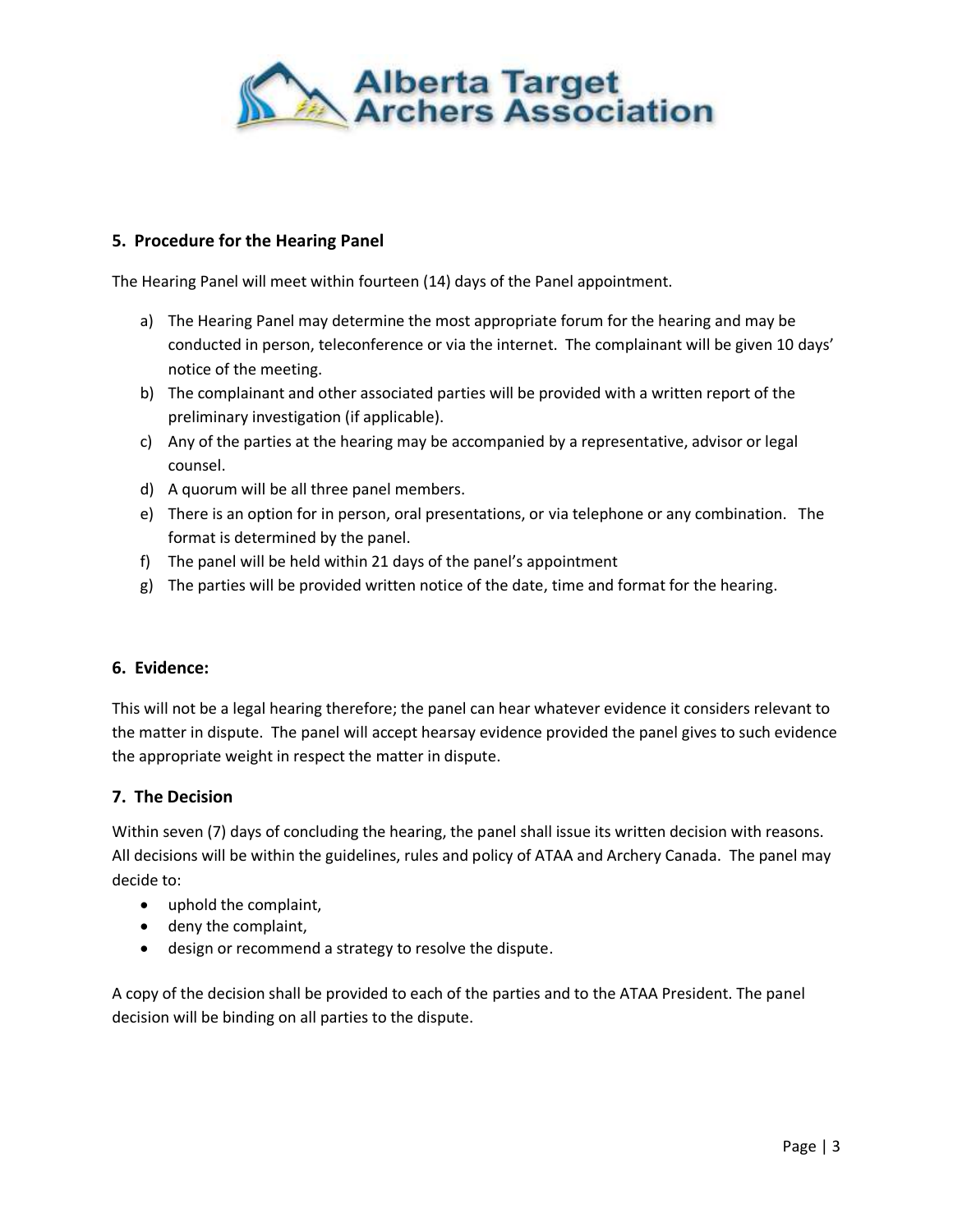## 5. Procedure for the Hearing Panel

The Hearing Panel will meet within fourteen (14) days of the Panel appointment.

a) The Hearing Panel may determine the most appropriate forum for the hearing and may be conducted in person, teleconference or via the internet. The complainant will be given 10 days' notice of the meeting.
b) The complainant and other associated parties will be provided with a written report of the preliminary investigation (if applicable).
c) Any of the parties at the hearing may be accompanied by a representative, advisor or legal counsel.
d) A quorum will be all three panel members.
e) There is an option for in person, oral presentations, or via telephone or any combination. The format is determined by the panel.
f) The panel will be held within 21 days of the panel's appointment
g) The parties will be provided written notice of the date, time and format for the hearing.

## 6. Evidence:

This will not be a legal hearing therefore; the panel can hear whatever evidence it considers relevant to the matter in dispute. The panel will accept hearsay evidence provided the panel gives to such evidence the appropriate weight in respect the matter in dispute.

## 7. The Decision

Within seven (7) days of concluding the hearing, the panel shall issue its written decision with reasons. All decisions will be within the guidelines, rules and policy of ATAA and Archery Canada. The panel may decide to:

- uphold the complaint,
- deny the complaint,
- design or recommend a strategy to resolve the dispute.

A copy of the decision shall be provided to each of the parties and to the ATAA President. The panel decision will be binding on all parties to the dispute.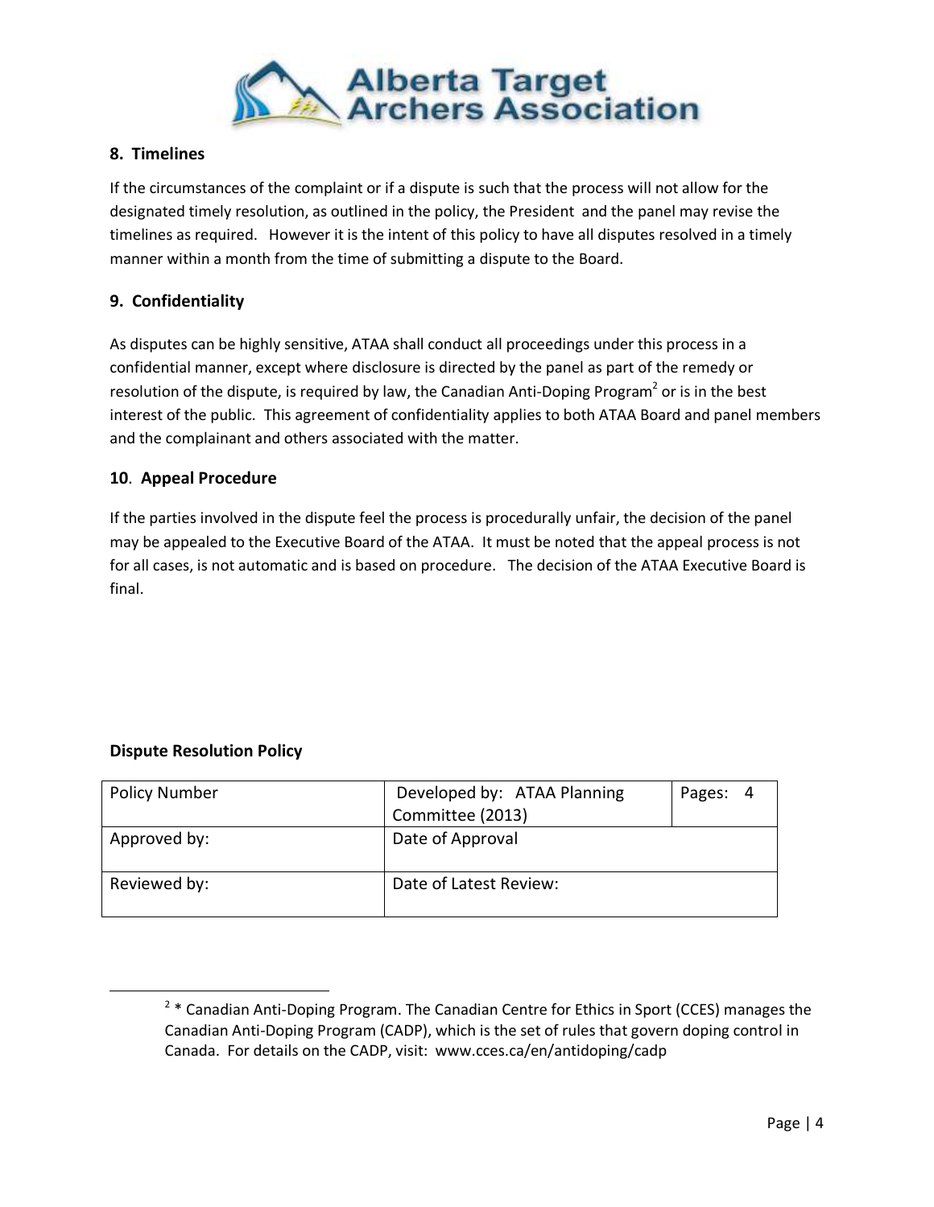## 8. Timelines

If the circumstances of the complaint or if a dispute is such that the process will not allow for the designated timely resolution, as outlined in the policy, the President and the panel may revise the timelines as required. However it is the intent of this policy to have all disputes resolved in a timely manner within a month from the time of submitting a dispute to the Board.

## 9. Confidentiality

As disputes can be highly sensitive, ATAA shall conduct all proceedings under this process in a confidential manner, except where disclosure is directed by the panel as part of the remedy or resolution of the dispute, is required by law, the Canadian Anti-Doping Program[2] or is in the best interest of the public. This agreement of confidentiality applies to both ATAA Board and panel members and the complainant and others associated with the matter.

## 10. Appeal Procedure

If the parties involved in the dispute feel the process is procedurally unfair, the decision of the panel may be appealed to the Executive Board of the ATAA. It must be noted that the appeal process is not for all cases, is not automatic and is based on procedure. The decision of the ATAA Executive Board is final.

**Dispute Resolution Policy**

| | | |
|---|---|---|
| Policy Number | Developed by: ATAA Planning Committee (2013) | Pages: 4 |
| Approved by: | Date of Approval | |
| Reviewed by: | Date of Latest Review: | |

[2] * Canadian Anti-Doping Program. The Canadian Centre for Ethics in Sport (CCES) manages the Canadian Anti-Doping Program (CADP), which is the set of rules that govern doping control in Canada. For details on the CADP, visit: www.cces.ca/en/antidoping/cadp